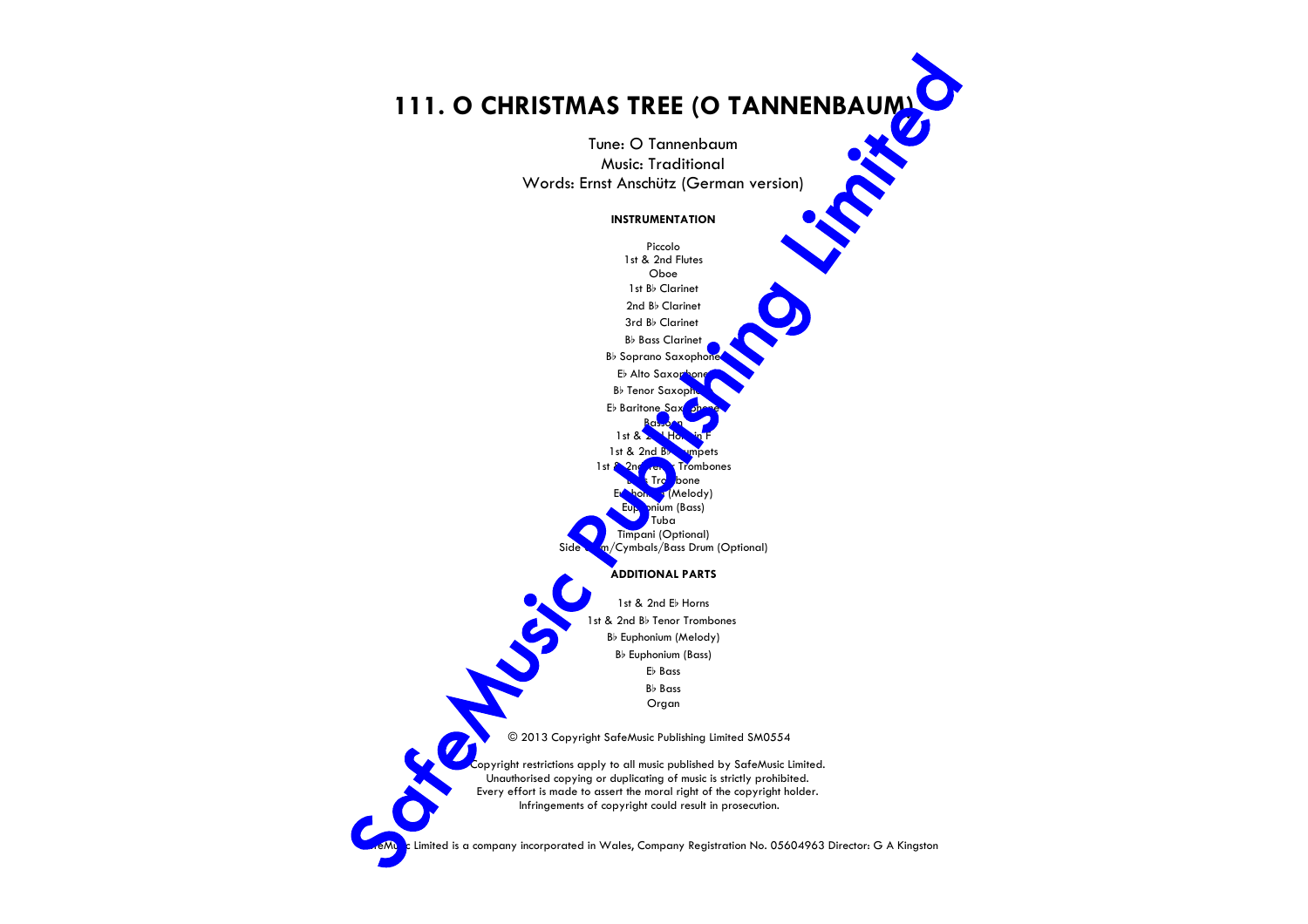# 111. O CHRISTMAS TREE (O TANNENBAUM)

Tune: O Tannenbaum
Music: Traditional
Words: Ernst Anschütz (German version)

**INSTRUMENTATION**

Piccolo
1st & 2nd Flutes
Oboe
1st B♭ Clarinet
2nd B♭ Clarinet
3rd B♭ Clarinet
B♭ Bass Clarinet
B♭ Soprano Saxophone
E♭ Alto Saxophone
B♭ Tenor Saxophone
E♭ Baritone Saxophone
Bassoon
1st & 2nd Horns in F
1st & 2nd B♭ Trumpets
1st & 2nd Tenor Trombones
Bass Trombone
Euphonium (Melody)
Euphonium (Bass)
Tuba
Timpani (Optional)
Side Drum/Cymbals/Bass Drum (Optional)

**ADDITIONAL PARTS**

1st & 2nd E♭ Horns
1st & 2nd B♭ Tenor Trombones
B♭ Euphonium (Melody)
B♭ Euphonium (Bass)
E♭ Bass
B♭ Bass
Organ

© 2013 Copyright SafeMusic Publishing Limited SM0554

Copyright restrictions apply to all music published by SafeMusic Limited.
Unauthorised copying or duplicating of music is strictly prohibited.
Every effort is made to assert the moral right of the copyright holder.
Infringements of copyright could result in prosecution.

SafeMusic Limited is a company incorporated in Wales, Company Registration No. 05604963 Director: G A Kingston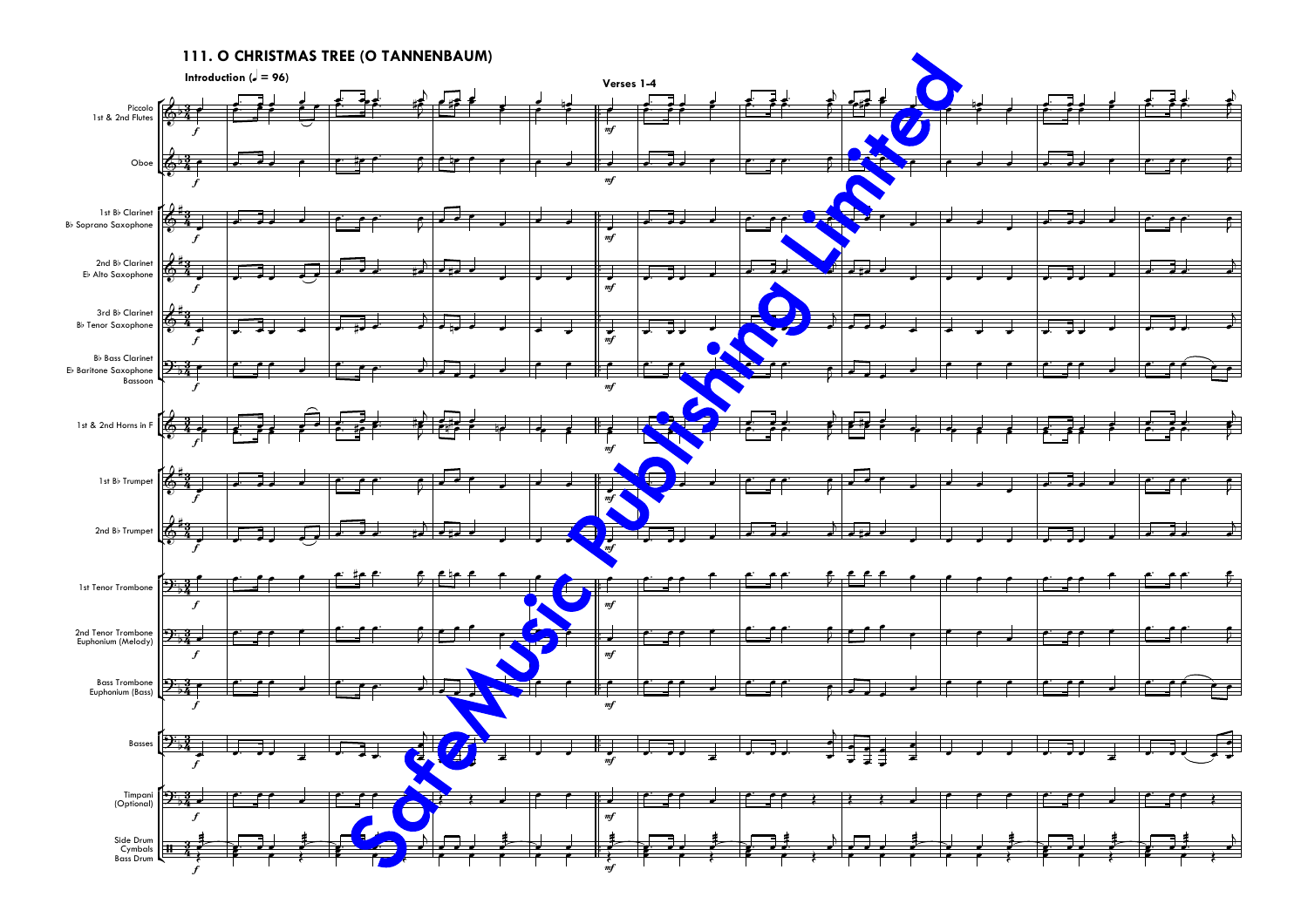# 111. O CHRISTMAS TREE (O TANNENBAUM)

Introduction (♩ = 96)

Verses 1-4

Piccolo
1st & 2nd Flutes

Oboe

1st B♭ Clarinet
B♭ Soprano Saxophone

2nd B♭ Clarinet
E♭ Alto Saxophone

3rd B♭ Clarinet
B♭ Tenor Saxophone

B♭ Bass Clarinet
E♭ Baritone Saxophone
Bassoon

1st & 2nd Horns in F

1st B♭ Trumpet

2nd B♭ Trumpet

1st Tenor Trombone

2nd Tenor Trombone
Euphonium (Melody)

Bass Trombone
Euphonium (Bass)

Basses

Timpani
(Optional)

Side Drum
Cymbals
Bass Drum

Safe Music Publishing Limited